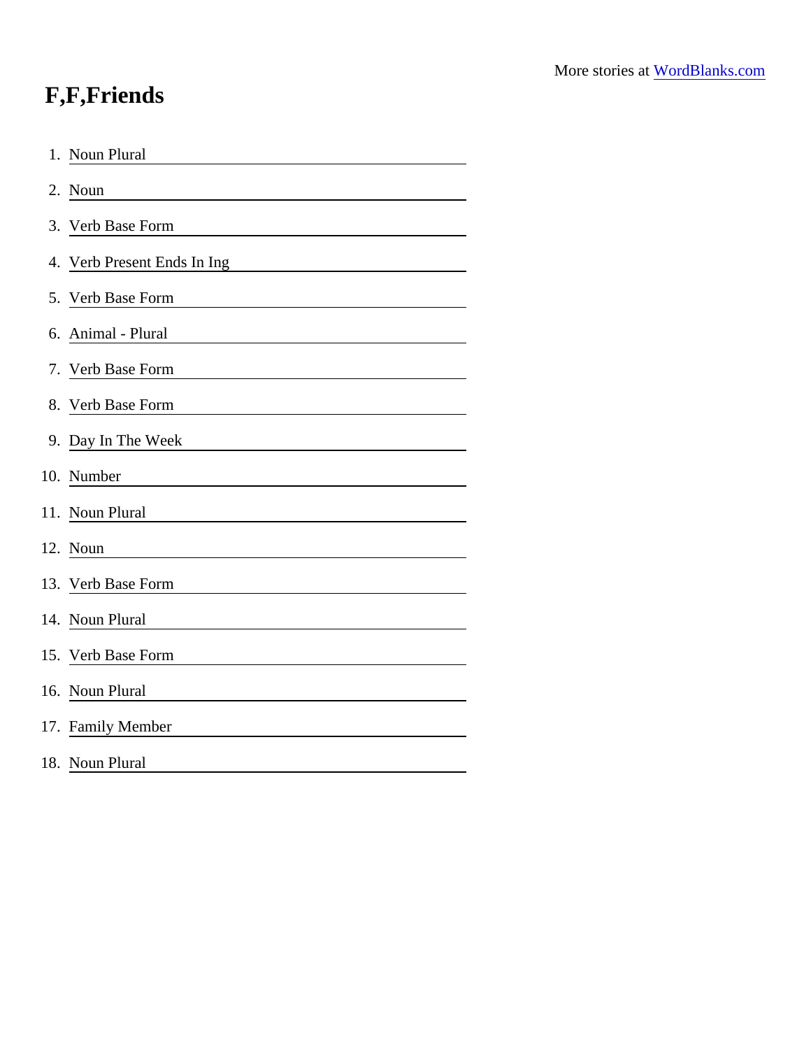More stories at [WordBlanks.com](https://www.wordblanks.com)

# F,F,Friends

1. Noun Plural ________________
2. Noun ________________
3. Verb Base Form ________________
4. Verb Present Ends In Ing ________________
5. Verb Base Form ________________
6. Animal - Plural ________________
7. Verb Base Form ________________
8. Verb Base Form ________________
9. Day In The Week ________________
10. Number ________________
11. Noun Plural ________________
12. Noun ________________
13. Verb Base Form ________________
14. Noun Plural ________________
15. Verb Base Form ________________
16. Noun Plural ________________
17. Family Member ________________
18. Noun Plural ________________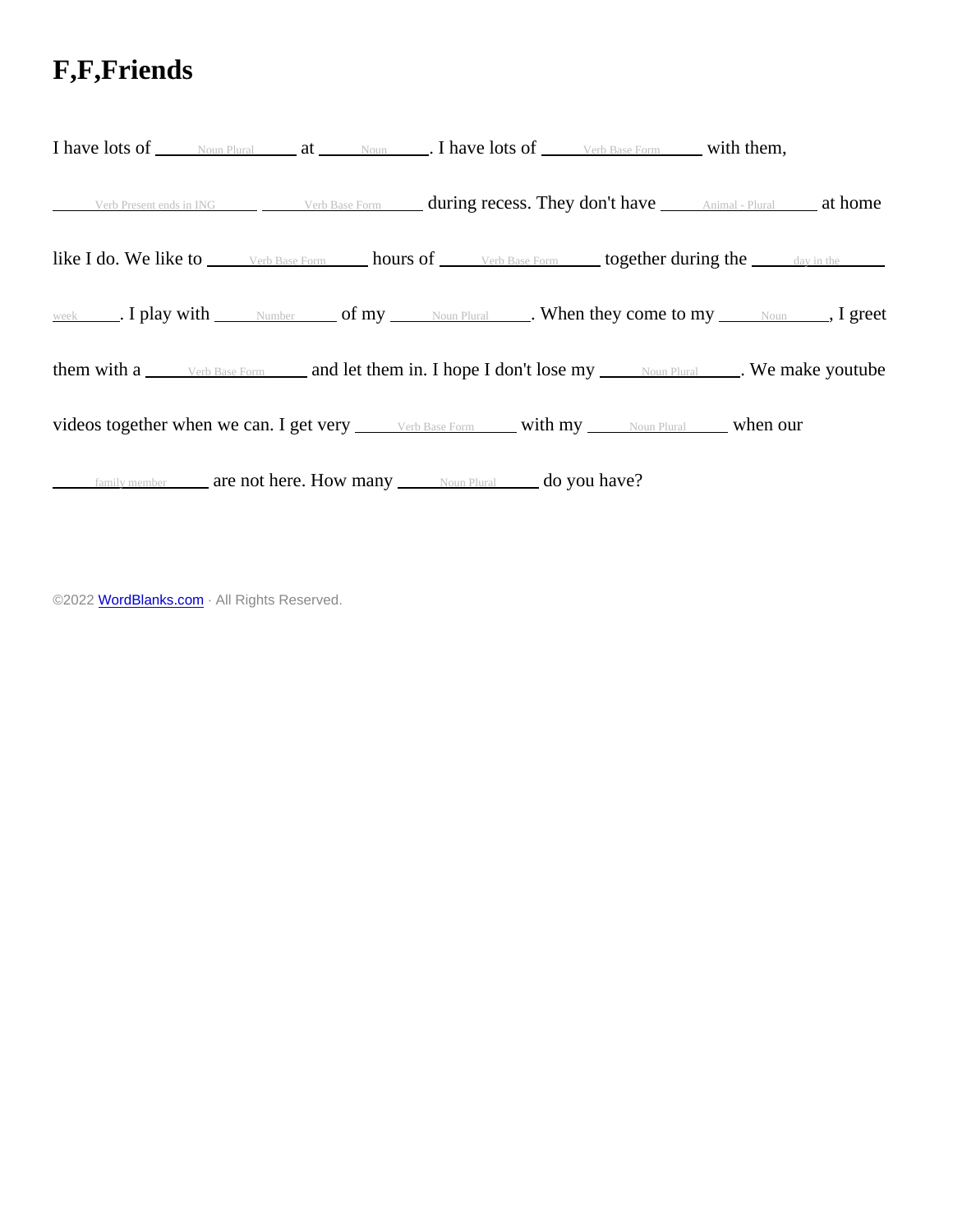# F,F,Friends

I have lots of ______Noun Plural______ at ______Noun______. I have lots of ______Verb Base Form______ with them, ______Verb Present ends in ING______ ______Verb Base Form______ during recess. They don't have ______Animal - Plural______ at home like I do. We like to ______Verb Base Form______ hours of ______Verb Base Form______ together during the ______day in the week______. I play with ______Number______ of my ______Noun Plural______. When they come to my ______Noun______, I greet them with a ______Verb Base Form______ and let them in. I hope I don't lose my ______Noun Plural______. We make youtube videos together when we can. I get very ______Verb Base Form______ with my ______Noun Plural______ when our ______family member______ are not here. How many ______Noun Plural______ do you have?

©2022 WordBlanks.com · All Rights Reserved.